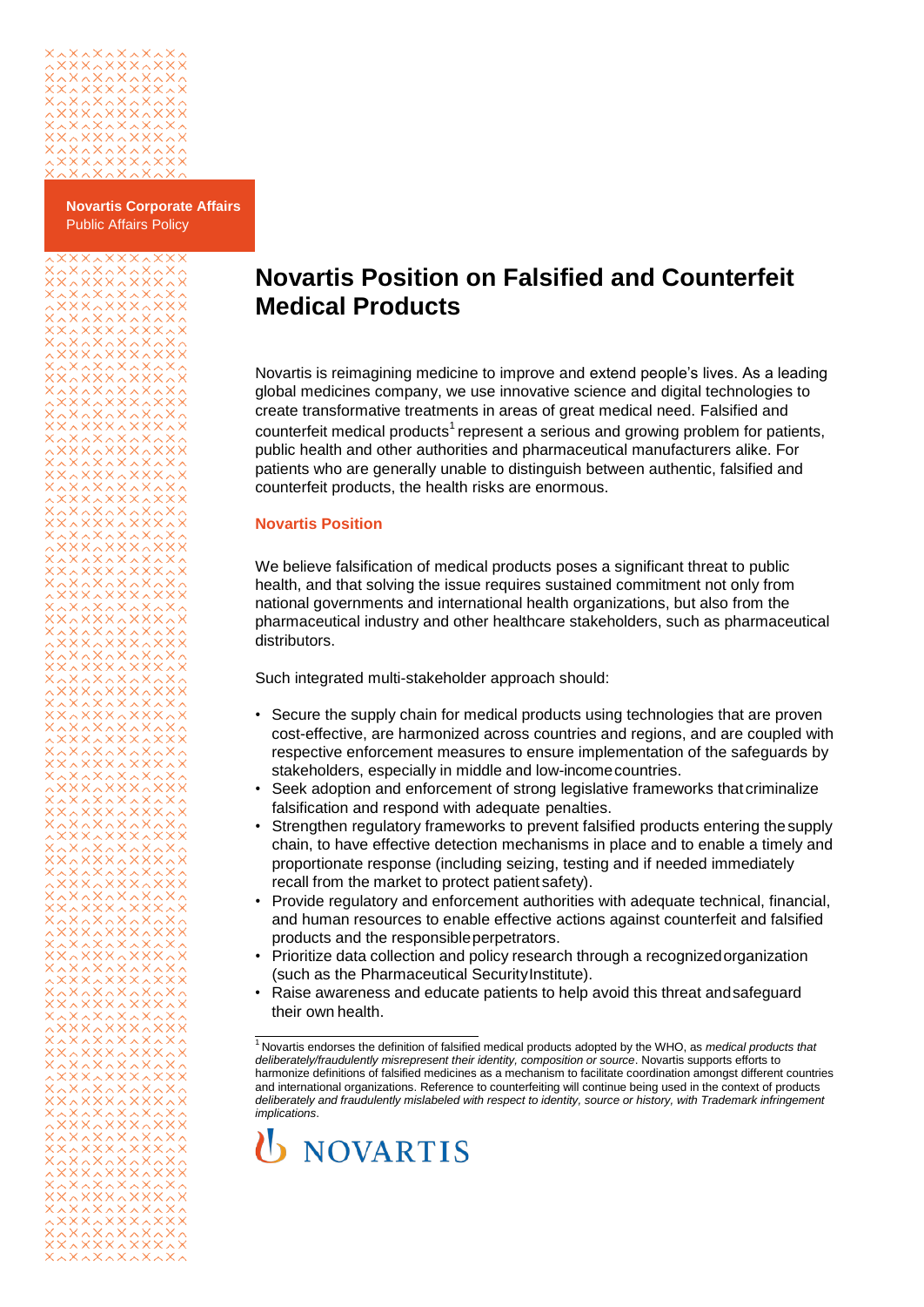**Novartis Corporate Affairs**
Public Affairs Policy

# Novartis Position on Falsified and Counterfeit Medical Products

Novartis is reimagining medicine to improve and extend people's lives. As a leading global medicines company, we use innovative science and digital technologies to create transformative treatments in areas of great medical need. Falsified and counterfeit medical products[1] represent a serious and growing problem for patients, public health and other authorities and pharmaceutical manufacturers alike. For patients who are generally unable to distinguish between authentic, falsified and counterfeit products, the health risks are enormous.

## Novartis Position

We believe falsification of medical products poses a significant threat to public health, and that solving the issue requires sustained commitment not only from national governments and international health organizations, but also from the pharmaceutical industry and other healthcare stakeholders, such as pharmaceutical distributors.

Such integrated multi-stakeholder approach should:

- Secure the supply chain for medical products using technologies that are proven cost-effective, are harmonized across countries and regions, and are coupled with respective enforcement measures to ensure implementation of the safeguards by stakeholders, especially in middle and low-income countries.
- Seek adoption and enforcement of strong legislative frameworks that criminalize falsification and respond with adequate penalties.
- Strengthen regulatory frameworks to prevent falsified products entering the supply chain, to have effective detection mechanisms in place and to enable a timely and proportionate response (including seizing, testing and if needed immediately recall from the market to protect patient safety).
- Provide regulatory and enforcement authorities with adequate technical, financial, and human resources to enable effective actions against counterfeit and falsified products and the responsible perpetrators.
- Prioritize data collection and policy research through a recognized organization (such as the Pharmaceutical Security Institute).
- Raise awareness and educate patients to help avoid this threat and safeguard their own health.

[1] Novartis endorses the definition of falsified medical products adopted by the WHO, as *medical products that deliberately/fraudulently misrepresent their identity, composition or source*. Novartis supports efforts to harmonize definitions of falsified medicines as a mechanism to facilitate coordination amongst different countries and international organizations. Reference to counterfeiting will continue being used in the context of products *deliberately and fraudulently mislabeled with respect to identity, source or history, with Trademark infringement implications*.

NOVARTIS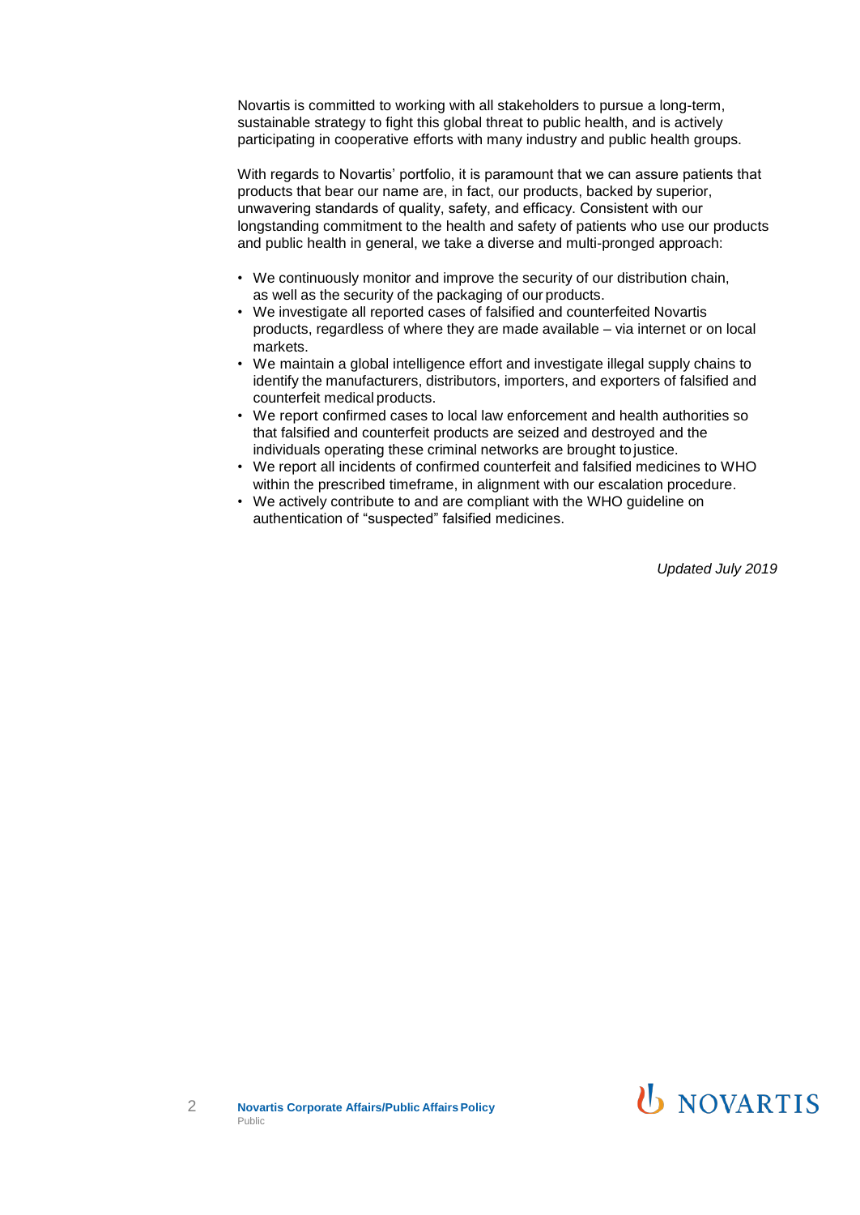Novartis is committed to working with all stakeholders to pursue a long-term, sustainable strategy to fight this global threat to public health, and is actively participating in cooperative efforts with many industry and public health groups.

With regards to Novartis' portfolio, it is paramount that we can assure patients that products that bear our name are, in fact, our products, backed by superior, unwavering standards of quality, safety, and efficacy. Consistent with our longstanding commitment to the health and safety of patients who use our products and public health in general, we take a diverse and multi-pronged approach:

- We continuously monitor and improve the security of our distribution chain, as well as the security of the packaging of our products.
- We investigate all reported cases of falsified and counterfeited Novartis products, regardless of where they are made available – via internet or on local markets.
- We maintain a global intelligence effort and investigate illegal supply chains to identify the manufacturers, distributors, importers, and exporters of falsified and counterfeit medical products.
- We report confirmed cases to local law enforcement and health authorities so that falsified and counterfeit products are seized and destroyed and the individuals operating these criminal networks are brought to justice.
- We report all incidents of confirmed counterfeit and falsified medicines to WHO within the prescribed timeframe, in alignment with our escalation procedure.
- We actively contribute to and are compliant with the WHO guideline on authentication of "suspected" falsified medicines.

*Updated July 2019*